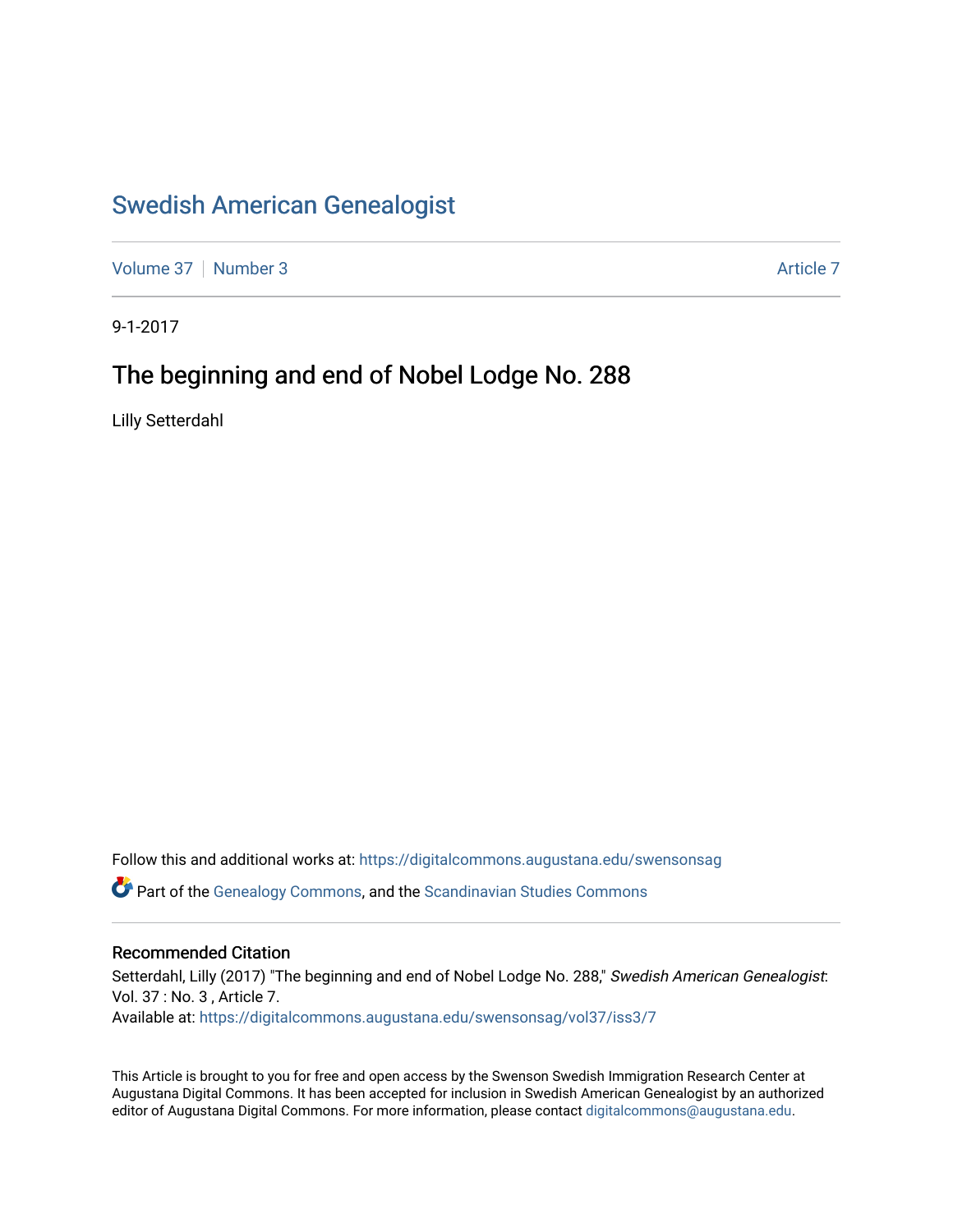# Swedish American Genealogist

Volume 37 | Number 3 | Article 7

9-1-2017

## The beginning and end of Nobel Lodge No. 288

Lilly Setterdahl

Follow this and additional works at: https://digitalcommons.augustana.edu/swensonsag

Part of the Genealogy Commons, and the Scandinavian Studies Commons

### Recommended Citation

Setterdahl, Lilly (2017) "The beginning and end of Nobel Lodge No. 288," *Swedish American Genealogist*: Vol. 37 : No. 3 , Article 7.
Available at: https://digitalcommons.augustana.edu/swensonsag/vol37/iss3/7

This Article is brought to you for free and open access by the Swenson Swedish Immigration Research Center at Augustana Digital Commons. It has been accepted for inclusion in Swedish American Genealogist by an authorized editor of Augustana Digital Commons. For more information, please contact digitalcommons@augustana.edu.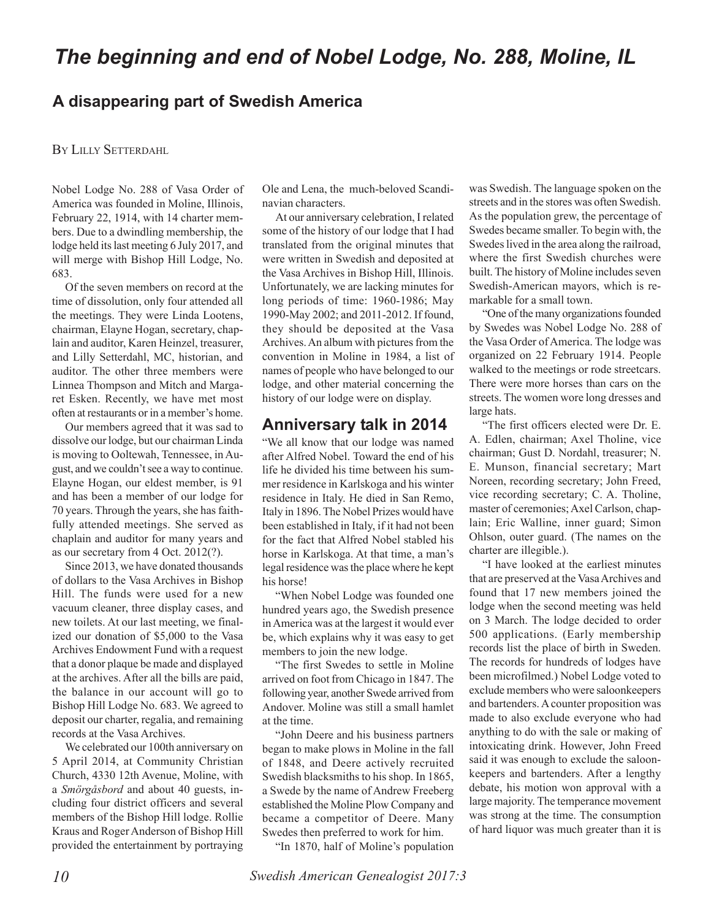# *The beginning and end of Nobel Lodge, No. 288, Moline, IL*

## A disappearing part of Swedish America

By Lilly Setterdahl

Nobel Lodge No. 288 of Vasa Order of America was founded in Moline, Illinois, February 22, 1914, with 14 charter members. Due to a dwindling membership, the lodge held its last meeting 6 July 2017, and will merge with Bishop Hill Lodge, No. 683.

Of the seven members on record at the time of dissolution, only four attended all the meetings. They were Linda Lootens, chairman, Elayne Hogan, secretary, chaplain and auditor, Karen Heinzel, treasurer, and Lilly Setterdahl, MC, historian, and auditor. The other three members were Linnea Thompson and Mitch and Margaret Esken. Recently, we have met most often at restaurants or in a member's home.

Our members agreed that it was sad to dissolve our lodge, but our chairman Linda is moving to Ooltewah, Tennessee, in August, and we couldn't see a way to continue. Elayne Hogan, our eldest member, is 91 and has been a member of our lodge for 70 years. Through the years, she has faithfully attended meetings. She served as chaplain and auditor for many years and as our secretary from 4 Oct. 2012(?).

Since 2013, we have donated thousands of dollars to the Vasa Archives in Bishop Hill. The funds were used for a new vacuum cleaner, three display cases, and new toilets. At our last meeting, we finalized our donation of $5,000 to the Vasa Archives Endowment Fund with a request that a donor plaque be made and displayed at the archives. After all the bills are paid, the balance in our account will go to Bishop Hill Lodge No. 683. We agreed to deposit our charter, regalia, and remaining records at the Vasa Archives.

We celebrated our 100th anniversary on 5 April 2014, at Community Christian Church, 4330 12th Avenue, Moline, with a *Smörgåsbord* and about 40 guests, including four district officers and several members of the Bishop Hill lodge. Rollie Kraus and Roger Anderson of Bishop Hill provided the entertainment by portraying Ole and Lena, the much-beloved Scandinavian characters.

At our anniversary celebration, I related some of the history of our lodge that I had translated from the original minutes that were written in Swedish and deposited at the Vasa Archives in Bishop Hill, Illinois. Unfortunately, we are lacking minutes for long periods of time: 1960-1986; May 1990-May 2002; and 2011-2012. If found, they should be deposited at the Vasa Archives. An album with pictures from the convention in Moline in 1984, a list of names of people who have belonged to our lodge, and other material concerning the history of our lodge were on display.

## Anniversary talk in 2014

"We all know that our lodge was named after Alfred Nobel. Toward the end of his life he divided his time between his summer residence in Karlskoga and his winter residence in Italy. He died in San Remo, Italy in 1896. The Nobel Prizes would have been established in Italy, if it had not been for the fact that Alfred Nobel stabled his horse in Karlskoga. At that time, a man's legal residence was the place where he kept his horse!

"When Nobel Lodge was founded one hundred years ago, the Swedish presence in America was at the largest it would ever be, which explains why it was easy to get members to join the new lodge.

"The first Swedes to settle in Moline arrived on foot from Chicago in 1847. The following year, another Swede arrived from Andover. Moline was still a small hamlet at the time.

"John Deere and his business partners began to make plows in Moline in the fall of 1848, and Deere actively recruited Swedish blacksmiths to his shop. In 1865, a Swede by the name of Andrew Freeberg established the Moline Plow Company and became a competitor of Deere. Many Swedes then preferred to work for him.

"In 1870, half of Moline's population was Swedish. The language spoken on the streets and in the stores was often Swedish. As the population grew, the percentage of Swedes became smaller. To begin with, the Swedes lived in the area along the railroad, where the first Swedish churches were built. The history of Moline includes seven Swedish-American mayors, which is remarkable for a small town.

"One of the many organizations founded by Swedes was Nobel Lodge No. 288 of the Vasa Order of America. The lodge was organized on 22 February 1914. People walked to the meetings or rode streetcars. There were more horses than cars on the streets. The women wore long dresses and large hats.

"The first officers elected were Dr. E. A. Edlen, chairman; Axel Tholine, vice chairman; Gust D. Nordahl, treasurer; N. E. Munson, financial secretary; Mart Noreen, recording secretary; John Freed, vice recording secretary; C. A. Tholine, master of ceremonies; Axel Carlson, chaplain; Eric Walline, inner guard; Simon Ohlson, outer guard. (The names on the charter are illegible.).

"I have looked at the earliest minutes that are preserved at the Vasa Archives and found that 17 new members joined the lodge when the second meeting was held on 3 March. The lodge decided to order 500 applications. (Early membership records list the place of birth in Sweden. The records for hundreds of lodges have been microfilmed.) Nobel Lodge voted to exclude members who were saloonkeepers and bartenders. A counter proposition was made to also exclude everyone who had anything to do with the sale or making of intoxicating drink. However, John Freed said it was enough to exclude the saloonkeepers and bartenders. After a lengthy debate, his motion won approval with a large majority. The temperance movement was strong at the time. The consumption of hard liquor was much greater than it is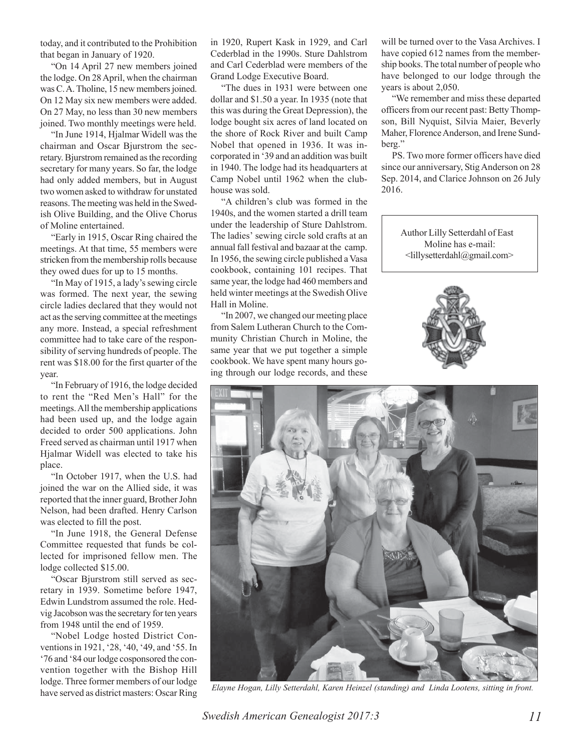today, and it contributed to the Prohibition that began in January of 1920.

"On 14 April 27 new members joined the lodge. On 28 April, when the chairman was C. A. Tholine, 15 new members joined. On 12 May six new members were added. On 27 May, no less than 30 new members joined. Two monthly meetings were held.

"In June 1914, Hjalmar Widell was the chairman and Oscar Bjurstrom the secretary. Bjurstrom remained as the recording secretary for many years. So far, the lodge had only added members, but in August two women asked to withdraw for unstated reasons. The meeting was held in the Swedish Olive Building, and the Olive Chorus of Moline entertained.

"Early in 1915, Oscar Ring chaired the meetings. At that time, 55 members were stricken from the membership rolls because they owed dues for up to 15 months.

"In May of 1915, a lady's sewing circle was formed. The next year, the sewing circle ladies declared that they would not act as the serving committee at the meetings any more. Instead, a special refreshment committee had to take care of the responsibility of serving hundreds of people. The rent was $18.00 for the first quarter of the year.

"In February of 1916, the lodge decided to rent the "Red Men's Hall" for the meetings. All the membership applications had been used up, and the lodge again decided to order 500 applications. John Freed served as chairman until 1917 when Hjalmar Widell was elected to take his place.

"In October 1917, when the U.S. had joined the war on the Allied side, it was reported that the inner guard, Brother John Nelson, had been drafted. Henry Carlson was elected to fill the post.

"In June 1918, the General Defense Committee requested that funds be collected for imprisoned fellow men. The lodge collected $15.00.

"Oscar Bjurstrom still served as secretary in 1939. Sometime before 1947, Edwin Lundstrom assumed the role. Hedvig Jacobson was the secretary for ten years from 1948 until the end of 1959.

"Nobel Lodge hosted District Conventions in 1921, '28, '40, '49, and '55. In '76 and '84 our lodge cosponsored the convention together with the Bishop Hill lodge. Three former members of our lodge have served as district masters: Oscar Ring in 1920, Rupert Kask in 1929, and Carl Cederblad in the 1990s. Sture Dahlstrom and Carl Cederblad were members of the Grand Lodge Executive Board.

"The dues in 1931 were between one dollar and $1.50 a year. In 1935 (note that this was during the Great Depression), the lodge bought six acres of land located on the shore of Rock River and built Camp Nobel that opened in 1936. It was incorporated in '39 and an addition was built in 1940. The lodge had its headquarters at Camp Nobel until 1962 when the clubhouse was sold.

"A children's club was formed in the 1940s, and the women started a drill team under the leadership of Sture Dahlstrom. The ladies' sewing circle sold crafts at an annual fall festival and bazaar at the camp. In 1956, the sewing circle published a Vasa cookbook, containing 101 recipes. That same year, the lodge had 460 members and held winter meetings at the Swedish Olive Hall in Moline.

"In 2007, we changed our meeting place from Salem Lutheran Church to the Community Christian Church in Moline, the same year that we put together a simple cookbook. We have spent many hours going through our lodge records, and these will be turned over to the Vasa Archives. I have copied 612 names from the membership books. The total number of people who have belonged to our lodge through the years is about 2,050.

"We remember and miss these departed officers from our recent past: Betty Thompson, Bill Nyquist, Silvia Maier, Beverly Maher, Florence Anderson, and Irene Sundberg."

PS. Two more former officers have died since our anniversary, Stig Anderson on 28 Sep. 2014, and Clarice Johnson on 26 July 2016.

Author Lilly Setterdahl of East Moline has e-mail: <lillysetterdahl@gmail.com>

*Elayne Hogan, Lilly Setterdahl, Karen Heinzel (standing) and Linda Lootens, sitting in front.*